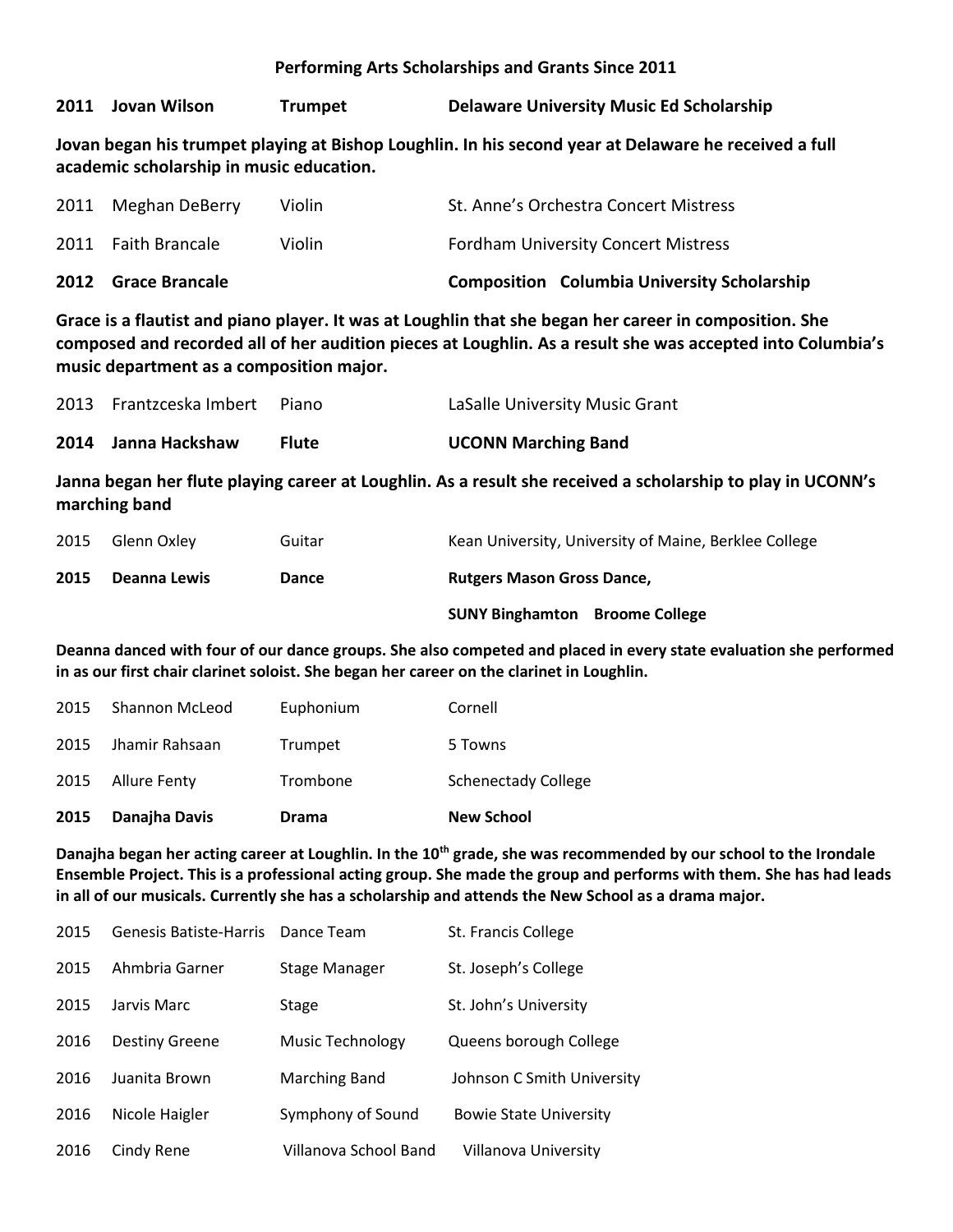**Performing Arts Scholarships and Grants Since 2011**

**2011 Jovan Wilson Trumpet Delaware University Music Ed Scholarship**

**Jovan began his trumpet playing at Bishop Loughlin. In his second year at Delaware he received a full academic scholarship in music education.**

| | | | |
|---|---|---|---|
| 2011 | Meghan DeBerry | Violin | St. Anne's Orchestra Concert Mistress |
| 2011 | Faith Brancale | Violin | Fordham University Concert Mistress |

**2012 Grace Brancale Composition Columbia University Scholarship**

**Grace is a flautist and piano player. It was at Loughlin that she began her career in composition. She composed and recorded all of her audition pieces at Loughlin. As a result she was accepted into Columbia's music department as a composition major.**

| | | | |
|---|---|---|---|
| 2013 | Frantzceska Imbert | Piano | LaSalle University Music Grant |

**2014 Janna Hackshaw Flute UCONN Marching Band**

**Janna began her flute playing career at Loughlin. As a result she received a scholarship to play in UCONN's marching band**

| | | | |
|---|---|---|---|
| 2015 | Glenn Oxley | Guitar | Kean University, University of Maine, Berklee College |

**2015 Deanna Lewis Dance Rutgers Mason Gross Dance,**

**SUNY Binghamton Broome College**

**Deanna danced with four of our dance groups. She also competed and placed in every state evaluation she performed in as our first chair clarinet soloist. She began her career on the clarinet in Loughlin.**

| | | | |
|---|---|---|---|
| 2015 | Shannon McLeod | Euphonium | Cornell |
| 2015 | Jhamir Rahsaan | Trumpet | 5 Towns |
| 2015 | Allure Fenty | Trombone | Schenectady College |

**2015 Danajha Davis Drama New School**

**Danajha began her acting career at Loughlin. In the 10th grade, she was recommended by our school to the Irondale Ensemble Project. This is a professional acting group. She made the group and performs with them. She has had leads in all of our musicals. Currently she has a scholarship and attends the New School as a drama major.**

| | | | |
|---|---|---|---|
| 2015 | Genesis Batiste-Harris | Dance Team | St. Francis College |
| 2015 | Ahmbria Garner | Stage Manager | St. Joseph's College |
| 2015 | Jarvis Marc | Stage | St. John's University |
| 2016 | Destiny Greene | Music Technology | Queens borough College |
| 2016 | Juanita Brown | Marching Band | Johnson C Smith University |
| 2016 | Nicole Haigler | Symphony of Sound | Bowie State University |
| 2016 | Cindy Rene | Villanova School Band | Villanova University |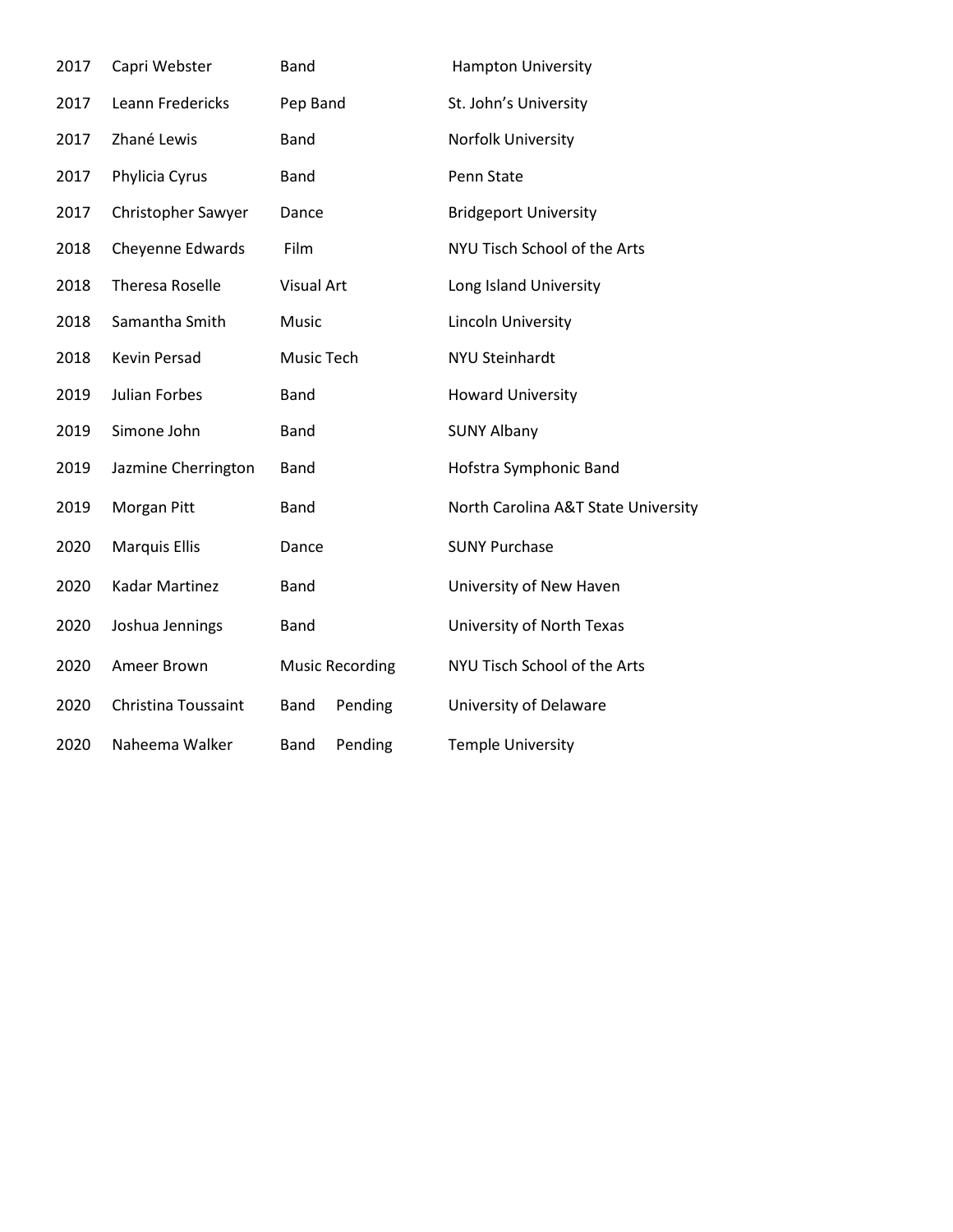| | | | |
|---|---|---|---|
| 2017 | Capri Webster | Band | Hampton University |
| 2017 | Leann Fredericks | Pep Band | St. John's University |
| 2017 | Zhané Lewis | Band | Norfolk University |
| 2017 | Phylicia Cyrus | Band | Penn State |
| 2017 | Christopher Sawyer | Dance | Bridgeport University |
| 2018 | Cheyenne Edwards | Film | NYU Tisch School of the Arts |
| 2018 | Theresa Roselle | Visual Art | Long Island University |
| 2018 | Samantha Smith | Music | Lincoln University |
| 2018 | Kevin Persad | Music Tech | NYU Steinhardt |
| 2019 | Julian Forbes | Band | Howard University |
| 2019 | Simone John | Band | SUNY Albany |
| 2019 | Jazmine Cherrington | Band | Hofstra Symphonic Band |
| 2019 | Morgan Pitt | Band | North Carolina A&T State University |
| 2020 | Marquis Ellis | Dance | SUNY Purchase |
| 2020 | Kadar Martinez | Band | University of New Haven |
| 2020 | Joshua Jennings | Band | University of North Texas |
| 2020 | Ameer Brown | Music Recording | NYU Tisch School of the Arts |
| 2020 | Christina Toussaint | Band Pending | University of Delaware |
| 2020 | Naheema Walker | Band Pending | Temple University |